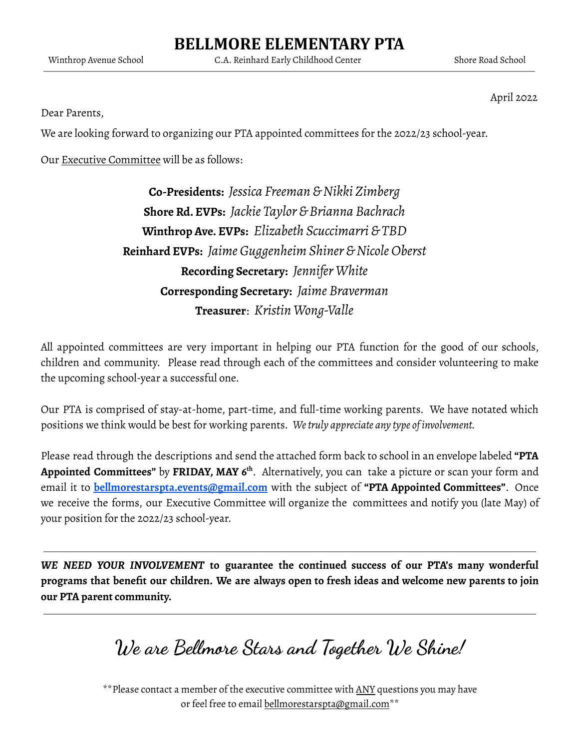# BELLMORE ELEMENTARY PTA

Winthrop Avenue School | C.A. Reinhard Early Childhood Center | Shore Road School

April 2022

Dear Parents,

We are looking forward to organizing our PTA appointed committees for the 2022/23 school-year.

Our Executive Committee will be as follows:

**Co-Presidents:** *Jessica Freeman & Nikki Zimberg*
**Shore Rd. EVPs:** *Jackie Taylor & Brianna Bachrach*
**Winthrop Ave. EVPs:** *Elizabeth Scuccimarri & TBD*
**Reinhard EVPs:** *Jaime Guggenheim Shiner & Nicole Oberst*
**Recording Secretary:** *Jennifer White*
**Corresponding Secretary:** *Jaime Braverman*
**Treasurer**: *Kristin Wong-Valle*

All appointed committees are very important in helping our PTA function for the good of our schools, children and community. Please read through each of the committees and consider volunteering to make the upcoming school-year a successful one.

Our PTA is comprised of stay-at-home, part-time, and full-time working parents. We have notated which positions we think would be best for working parents. *We truly appreciate any type of involvement.*

Please read through the descriptions and send the attached form back to school in an envelope labeled **"PTA Appointed Committees"** by **FRIDAY, MAY 6th**. Alternatively, you can take a picture or scan your form and email it to **bellmorestarspta.events@gmail.com** with the subject of **"PTA Appointed Committees"**. Once we receive the forms, our Executive Committee will organize the committees and notify you (late May) of your position for the 2022/23 school-year.

---

***WE NEED YOUR INVOLVEMENT*** **to guarantee the continued success of our PTA's many wonderful programs that benefit our children. We are always open to fresh ideas and welcome new parents to join our PTA parent community.**

---

## We are Bellmore Stars and Together We Shine!

**Please contact a member of the executive committee with ANY questions you may have or feel free to email bellmorestarspta@gmail.com**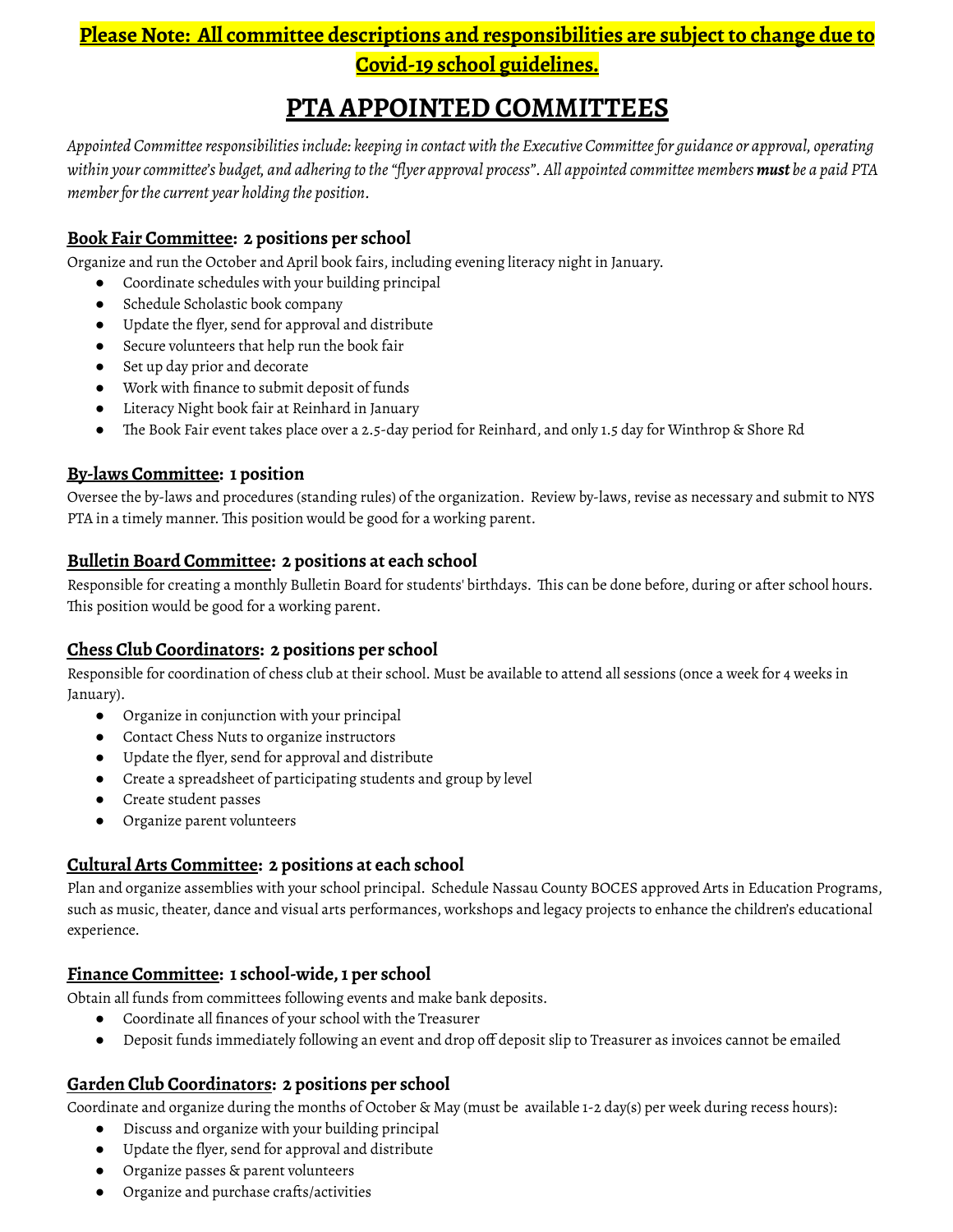**Please Note: All committee descriptions and responsibilities are subject to change due to Covid-19 school guidelines.**

# PTA APPOINTED COMMITTEES

*Appointed Committee responsibilities include: keeping in contact with the Executive Committee for guidance or approval, operating within your committee's budget, and adhering to the "flyer approval process". All appointed committee members **must** be a paid PTA member for the current year holding the position.*

## Book Fair Committee: 2 positions per school

Organize and run the October and April book fairs, including evening literacy night in January.

- Coordinate schedules with your building principal
- Schedule Scholastic book company
- Update the flyer, send for approval and distribute
- Secure volunteers that help run the book fair
- Set up day prior and decorate
- Work with finance to submit deposit of funds
- Literacy Night book fair at Reinhard in January
- The Book Fair event takes place over a 2.5-day period for Reinhard, and only 1.5 day for Winthrop & Shore Rd

## By-laws Committee: 1 position

Oversee the by-laws and procedures (standing rules) of the organization. Review by-laws, revise as necessary and submit to NYS PTA in a timely manner. This position would be good for a working parent.

## Bulletin Board Committee: 2 positions at each school

Responsible for creating a monthly Bulletin Board for students' birthdays. This can be done before, during or after school hours. This position would be good for a working parent.

## Chess Club Coordinators: 2 positions per school

Responsible for coordination of chess club at their school. Must be available to attend all sessions (once a week for 4 weeks in January).

- Organize in conjunction with your principal
- Contact Chess Nuts to organize instructors
- Update the flyer, send for approval and distribute
- Create a spreadsheet of participating students and group by level
- Create student passes
- Organize parent volunteers

## Cultural Arts Committee: 2 positions at each school

Plan and organize assemblies with your school principal. Schedule Nassau County BOCES approved Arts in Education Programs, such as music, theater, dance and visual arts performances, workshops and legacy projects to enhance the children's educational experience.

## Finance Committee: 1 school-wide, 1 per school

Obtain all funds from committees following events and make bank deposits.

- Coordinate all finances of your school with the Treasurer
- Deposit funds immediately following an event and drop off deposit slip to Treasurer as invoices cannot be emailed

## Garden Club Coordinators: 2 positions per school

Coordinate and organize during the months of October & May (must be available 1-2 day(s) per week during recess hours):

- Discuss and organize with your building principal
- Update the flyer, send for approval and distribute
- Organize passes & parent volunteers
- Organize and purchase crafts/activities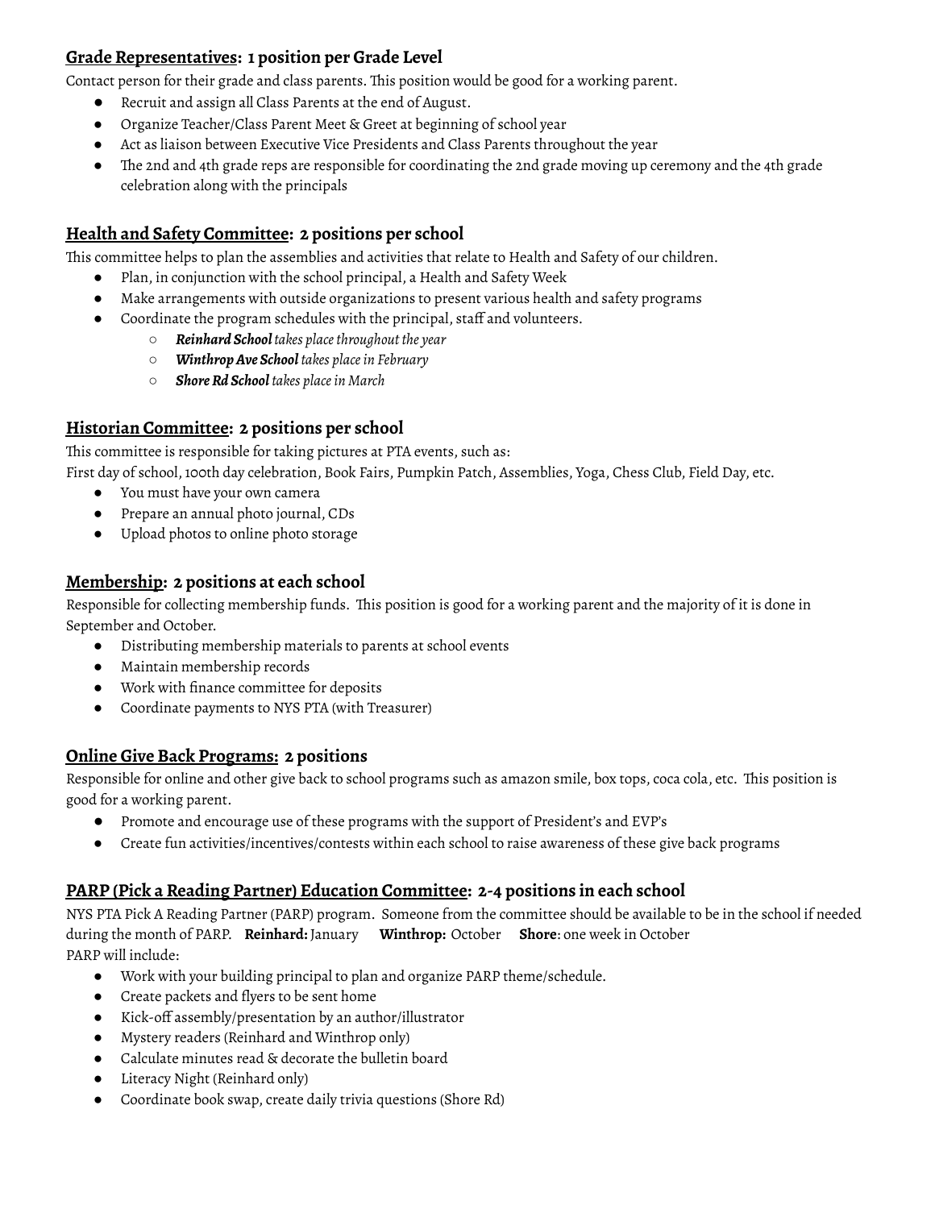## <u>Grade Representatives</u>: 1 position per Grade Level

Contact person for their grade and class parents. This position would be good for a working parent.

- Recruit and assign all Class Parents at the end of August.
- Organize Teacher/Class Parent Meet & Greet at beginning of school year
- Act as liaison between Executive Vice Presidents and Class Parents throughout the year
- The 2nd and 4th grade reps are responsible for coordinating the 2nd grade moving up ceremony and the 4th grade celebration along with the principals

## <u>Health and Safety Committee</u>: 2 positions per school

This committee helps to plan the assemblies and activities that relate to Health and Safety of our children.

- Plan, in conjunction with the school principal, a Health and Safety Week
- Make arrangements with outside organizations to present various health and safety programs
- Coordinate the program schedules with the principal, staff and volunteers.
    - ***Reinhard School*** *takes place throughout the year*
    - ***Winthrop Ave School*** *takes place in February*
    - ***Shore Rd School*** *takes place in March*

## <u>Historian Committee</u>: 2 positions per school

This committee is responsible for taking pictures at PTA events, such as:
First day of school, 100th day celebration, Book Fairs, Pumpkin Patch, Assemblies, Yoga, Chess Club, Field Day, etc.

- You must have your own camera
- Prepare an annual photo journal, CDs
- Upload photos to online photo storage

## <u>Membership</u>: 2 positions at each school

Responsible for collecting membership funds. This position is good for a working parent and the majority of it is done in September and October.

- Distributing membership materials to parents at school events
- Maintain membership records
- Work with finance committee for deposits
- Coordinate payments to NYS PTA (with Treasurer)

## <u>Online Give Back Programs:</u> 2 positions

Responsible for online and other give back to school programs such as amazon smile, box tops, coca cola, etc. This position is good for a working parent.

- Promote and encourage use of these programs with the support of President's and EVP's
- Create fun activities/incentives/contests within each school to raise awareness of these give back programs

## <u>PARP (Pick a Reading Partner) Education Committee</u>: 2-4 positions in each school

NYS PTA Pick A Reading Partner (PARP) program. Someone from the committee should be available to be in the school if needed during the month of PARP. **Reinhard:** January **Winthrop:** October **Shore**: one week in October
PARP will include:

- Work with your building principal to plan and organize PARP theme/schedule.
- Create packets and flyers to be sent home
- Kick-off assembly/presentation by an author/illustrator
- Mystery readers (Reinhard and Winthrop only)
- Calculate minutes read & decorate the bulletin board
- Literacy Night (Reinhard only)
- Coordinate book swap, create daily trivia questions (Shore Rd)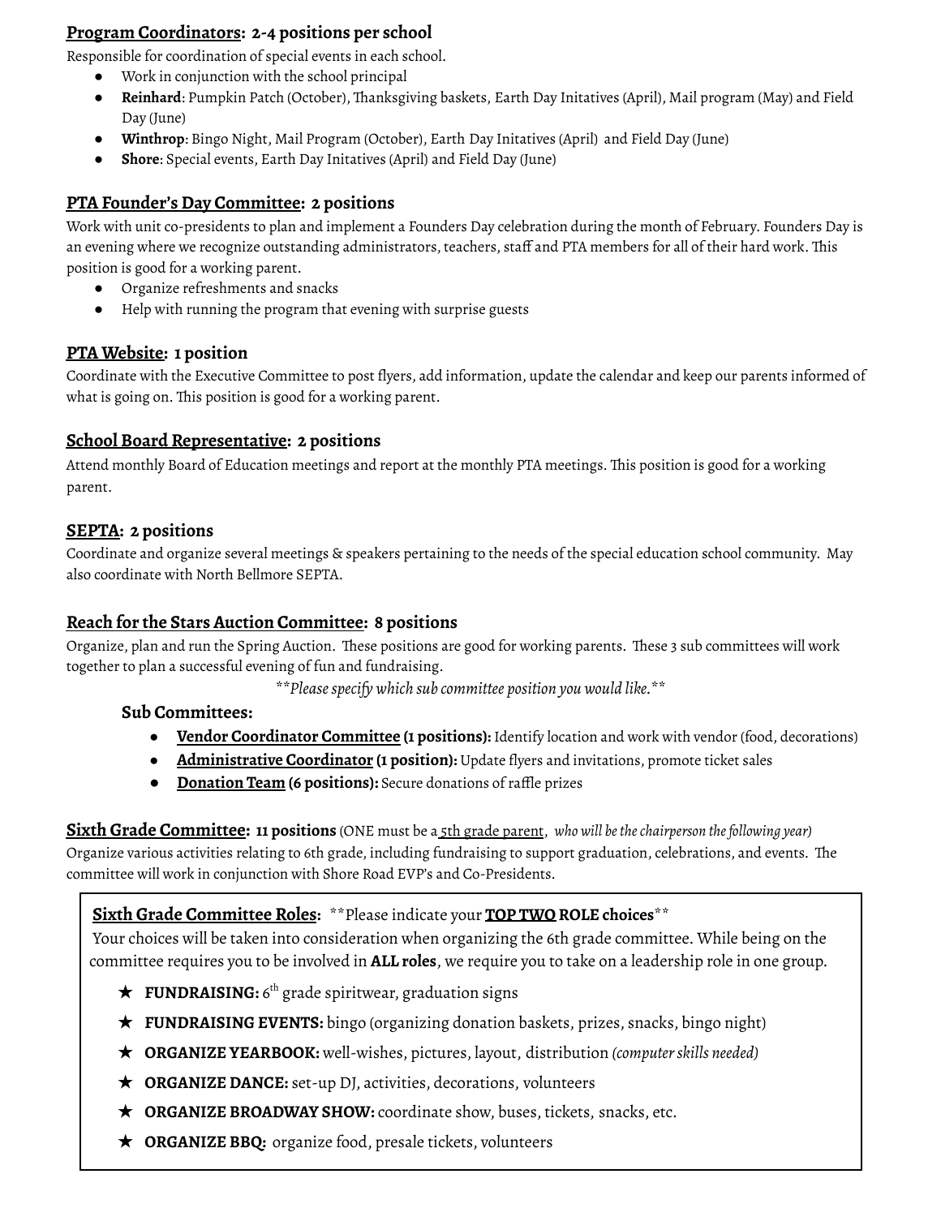**<u>Program Coordinators</u>: 2-4 positions per school**

Responsible for coordination of special events in each school.

- Work in conjunction with the school principal
- **Reinhard**: Pumpkin Patch (October), Thanksgiving baskets, Earth Day Initatives (April), Mail program (May) and Field Day (June)
- **Winthrop**: Bingo Night, Mail Program (October), Earth Day Initatives (April) and Field Day (June)
- **Shore**: Special events, Earth Day Initatives (April) and Field Day (June)

**<u>PTA Founder's Day Committee</u>: 2 positions**

Work with unit co-presidents to plan and implement a Founders Day celebration during the month of February. Founders Day is an evening where we recognize outstanding administrators, teachers, staff and PTA members for all of their hard work. This position is good for a working parent.

- Organize refreshments and snacks
- Help with running the program that evening with surprise guests

**<u>PTA Website</u>: 1 position**

Coordinate with the Executive Committee to post flyers, add information, update the calendar and keep our parents informed of what is going on. This position is good for a working parent.

**<u>School Board Representative</u>: 2 positions**

Attend monthly Board of Education meetings and report at the monthly PTA meetings. This position is good for a working parent.

**<u>SEPTA</u>: 2 positions**

Coordinate and organize several meetings & speakers pertaining to the needs of the special education school community. May also coordinate with North Bellmore SEPTA.

**<u>Reach for the Stars Auction Committee</u>: 8 positions**

Organize, plan and run the Spring Auction. These positions are good for working parents. These 3 sub committees will work together to plan a successful evening of fun and fundraising.

*\*\*Please specify which sub committee position you would like.\*\**

**Sub Committees:**

- **<u>Vendor Coordinator Committee</u> (1 positions):** Identify location and work with vendor (food, decorations)
- **<u>Administrative Coordinator</u> (1 position):** Update flyers and invitations, promote ticket sales
- **<u>Donation Team</u> (6 positions):** Secure donations of raffle prizes

**<u>Sixth Grade Committee</u>: 11 positions** (ONE must be a <u>5th grade parent</u>, *who will be the chairperson the following year)*
Organize various activities relating to 6th grade, including fundraising to support graduation, celebrations, and events. The committee will work in conjunction with Shore Road EVP's and Co-Presidents.

**<u>Sixth Grade Committee Roles</u>:** \*\*Please indicate your **<u>TOP TWO</u> ROLE choices**\*\*
Your choices will be taken into consideration when organizing the 6th grade committee. While being on the committee requires you to be involved in **ALL roles**, we require you to take on a leadership role in one group.

- ★ **FUNDRAISING:** 6th grade spiritwear, graduation signs
- ★ **FUNDRAISING EVENTS:** bingo (organizing donation baskets, prizes, snacks, bingo night)
- ★ **ORGANIZE YEARBOOK:** well-wishes, pictures, layout, distribution *(computer skills needed)*
- ★ **ORGANIZE DANCE:** set-up DJ, activities, decorations, volunteers
- ★ **ORGANIZE BROADWAY SHOW:** coordinate show, buses, tickets, snacks, etc.
- ★ **ORGANIZE BBQ:** organize food, presale tickets, volunteers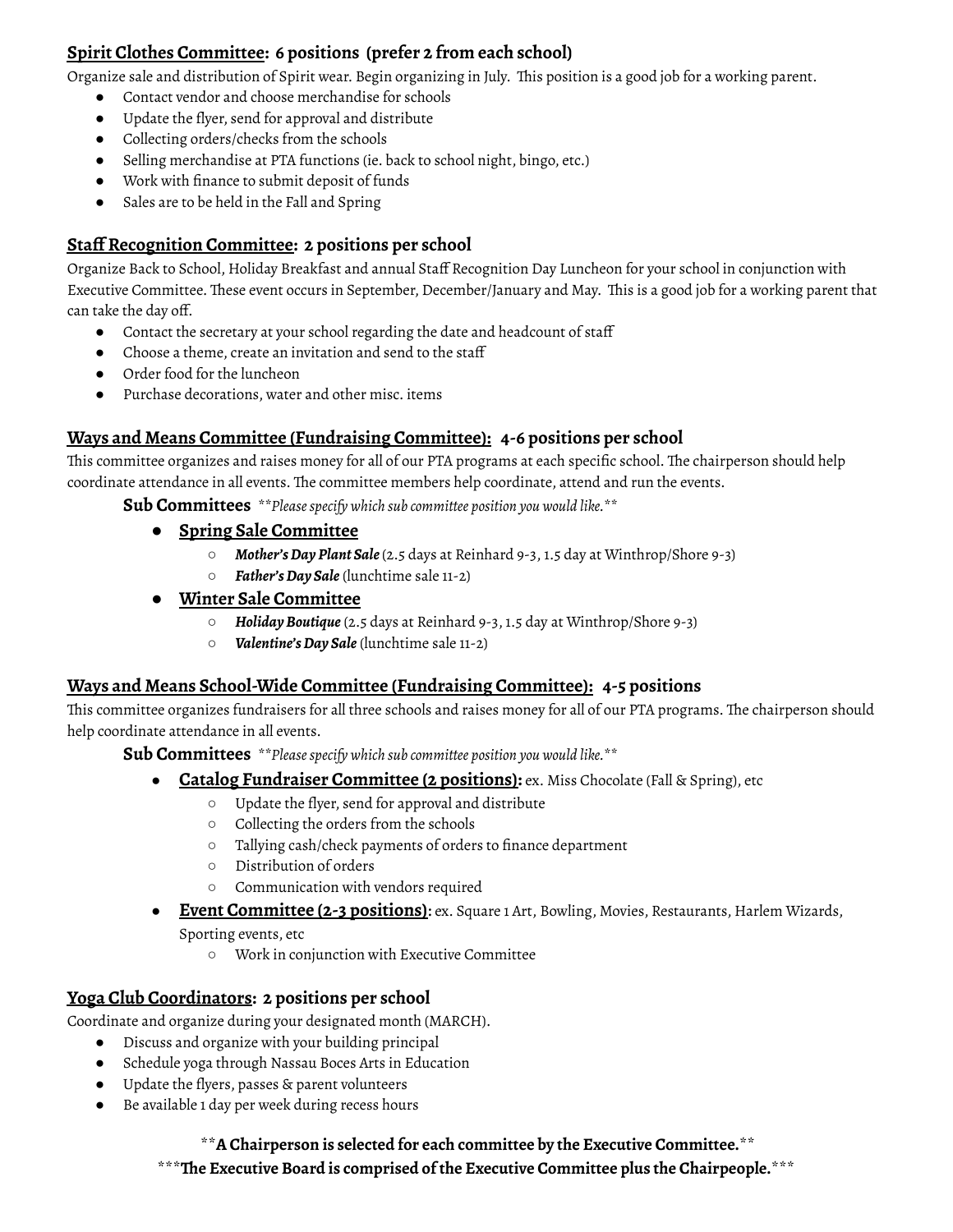**<u>Spirit Clothes Committee</u>: 6 positions (prefer 2 from each school)**

Organize sale and distribution of Spirit wear. Begin organizing in July. This position is a good job for a working parent.

- Contact vendor and choose merchandise for schools
- Update the flyer, send for approval and distribute
- Collecting orders/checks from the schools
- Selling merchandise at PTA functions (ie. back to school night, bingo, etc.)
- Work with finance to submit deposit of funds
- Sales are to be held in the Fall and Spring

**<u>Staff Recognition Committee</u>: 2 positions per school**

Organize Back to School, Holiday Breakfast and annual Staff Recognition Day Luncheon for your school in conjunction with Executive Committee. These event occurs in September, December/January and May. This is a good job for a working parent that can take the day off.

- Contact the secretary at your school regarding the date and headcount of staff
- Choose a theme, create an invitation and send to the staff
- Order food for the luncheon
- Purchase decorations, water and other misc. items

**<u>Ways and Means Committee (Fundraising Committee)</u>: 4-6 positions per school**

This committee organizes and raises money for all of our PTA programs at each specific school. The chairperson should help coordinate attendance in all events. The committee members help coordinate, attend and run the events.

**Sub Committees** *\*\*Please specify which sub committee position you would like.\*\**

- **<u>Spring Sale Committee</u>**
  - ***Mother's Day Plant Sale*** (2.5 days at Reinhard 9-3, 1.5 day at Winthrop/Shore 9-3)
  - ***Father's Day Sale*** (lunchtime sale 11-2)
- **<u>Winter Sale Committee</u>**
  - ***Holiday Boutique*** (2.5 days at Reinhard 9-3, 1.5 day at Winthrop/Shore 9-3)
  - ***Valentine's Day Sale*** (lunchtime sale 11-2)

**<u>Ways and Means School-Wide Committee (Fundraising Committee)</u>: 4-5 positions**

This committee organizes fundraisers for all three schools and raises money for all of our PTA programs. The chairperson should help coordinate attendance in all events.

**Sub Committees** *\*\*Please specify which sub committee position you would like.\*\**

- **<u>Catalog Fundraiser Committee (2 positions)</u>:** ex. Miss Chocolate (Fall & Spring), etc
  - Update the flyer, send for approval and distribute
  - Collecting the orders from the schools
  - Tallying cash/check payments of orders to finance department
  - Distribution of orders
  - Communication with vendors required
- **<u>Event Committee (2-3 positions)</u>**: ex. Square 1 Art, Bowling, Movies, Restaurants, Harlem Wizards, Sporting events, etc
  - Work in conjunction with Executive Committee

**<u>Yoga Club Coordinators</u>: 2 positions per school**

Coordinate and organize during your designated month (MARCH).

- Discuss and organize with your building principal
- Schedule yoga through Nassau Boces Arts in Education
- Update the flyers, passes & parent volunteers
- Be available 1 day per week during recess hours

\*\***A Chairperson is selected for each committee by the Executive Committee.**\*\*

\*\*\***The Executive Board is comprised of the Executive Committee plus the Chairpeople.**\*\*\*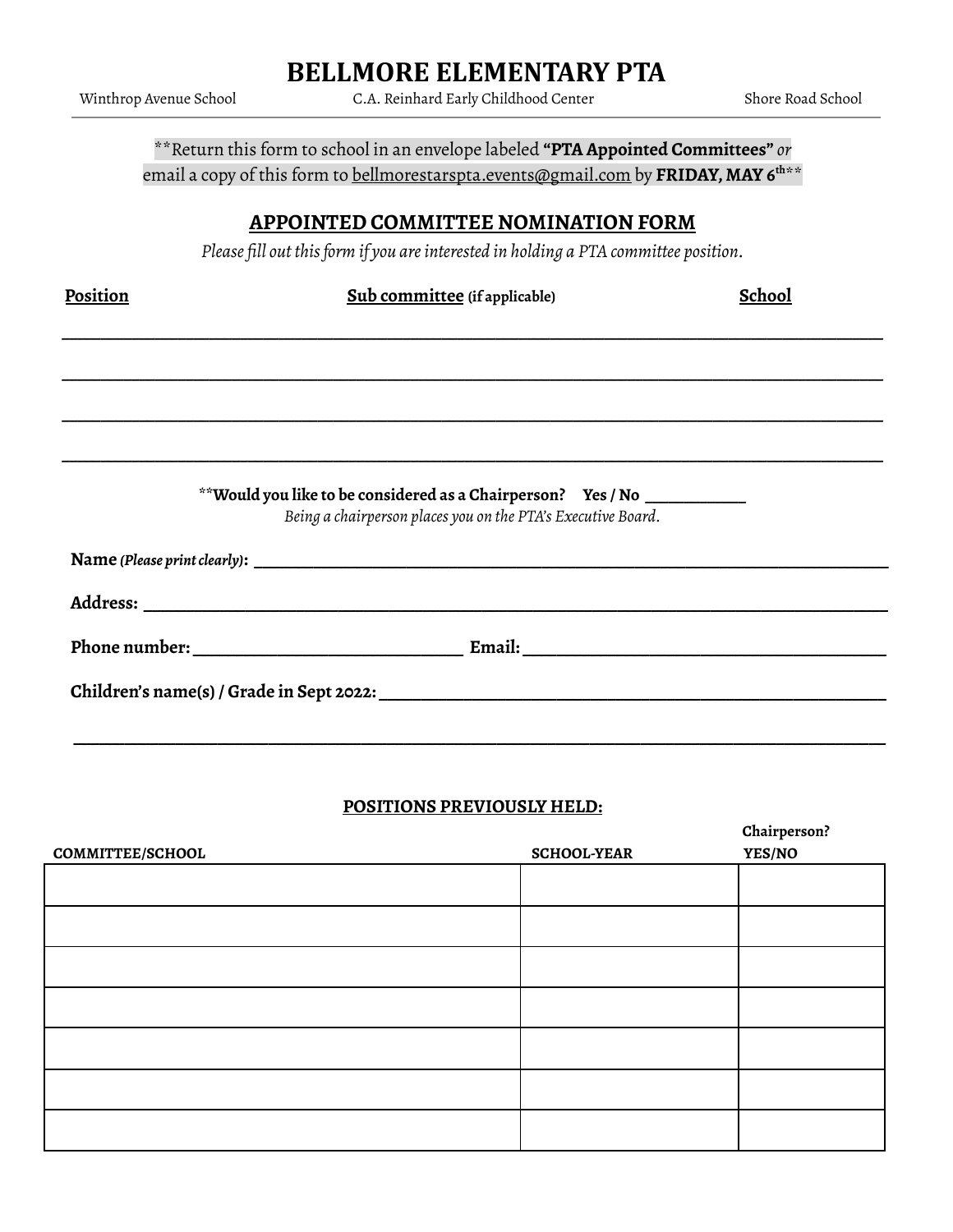# BELLMORE ELEMENTARY PTA

Winthrop Avenue School | C.A. Reinhard Early Childhood Center | Shore Road School

**Return this form to school in an envelope labeled **"PTA Appointed Committees"** *or* email a copy of this form to bellmorestarspta.events@gmail.com by **FRIDAY, MAY 6th****

## APPOINTED COMMITTEE NOMINATION FORM

*Please fill out this form if you are interested in holding a PTA committee position.*

**Position** | **Sub committee (if applicable)** | **School**

___________________________________________________________________________

___________________________________________________________________________

___________________________________________________________________________

___________________________________________________________________________

****Would you like to be considered as a Chairperson? Yes / No ___________**

*Being a chairperson places you on the PTA's Executive Board.*

**Name** ***(Please print clearly)*: _______________________________________________**

**Address: _______________________________________________________________**

**Phone number: _________________________ Email: ______________________________**

**Children's name(s) / Grade in Sept 2022: ________________________________________**

___________________________________________________________________________

### POSITIONS PREVIOUSLY HELD:

| COMMITTEE/SCHOOL | SCHOOL-YEAR | Chairperson? YES/NO |
|---|---|---|
| | | |
| | | |
| | | |
| | | |
| | | |
| | | |
| | | |